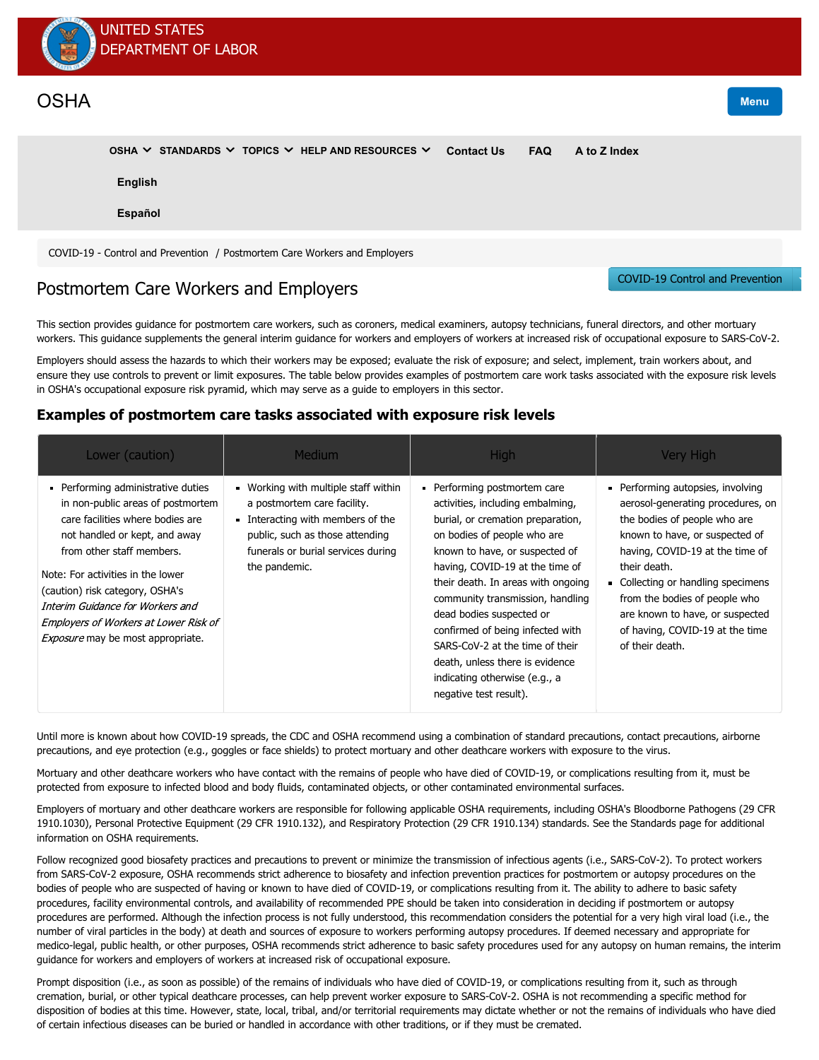# Postmortem Care Workers and Employers

This section provides guidance for postmortem care workers, such as coroners, medical examiners, autopsy technicians, funeral directors, and other mortuary workers. This guidance supplements the general interim guidance for workers and employers of workers at increased risk of occupational exposure to SARS-CoV-2.

Employers should assess the hazards to which their workers may be exposed; evaluate the risk of exposure; and select, implement, train workers about, and ensure they use controls to prevent or limit exposures. The table below provides examples of postmortem care work tasks associated with the exposure risk levels in OSHA's occupational exposure risk pyramid, which may serve as a guide to employers in this sector.

## Examples of postmortem care tasks associated with exposure risk levels

| Lower (caution) | Medium | High | Very High |
|---|---|---|---|
| • Performing administrative duties in non-public areas of postmortem care facilities where bodies are not handled or kept, and away from other staff members.<br><br>Note: For activities in the lower (caution) risk category, OSHA's *Interim Guidance for Workers and Employers of Workers at Lower Risk of Exposure* may be most appropriate. | • Working with multiple staff within a postmortem care facility.<br>• Interacting with members of the public, such as those attending funerals or burial services during the pandemic. | • Performing postmortem care activities, including embalming, burial, or cremation preparation, on bodies of people who are known to have, or suspected of having, COVID-19 at the time of their death. In areas with ongoing community transmission, handling dead bodies suspected or confirmed of being infected with SARS-CoV-2 at the time of their death, unless there is evidence indicating otherwise (e.g., a negative test result). | • Performing autopsies, involving aerosol-generating procedures, on the bodies of people who are known to have, or suspected of having, COVID-19 at the time of their death.<br>• Collecting or handling specimens from the bodies of people who are known to have, or suspected of having, COVID-19 at the time of their death. |

Until more is known about how COVID-19 spreads, the CDC and OSHA recommend using a combination of standard precautions, contact precautions, airborne precautions, and eye protection (e.g., goggles or face shields) to protect mortuary and other deathcare workers with exposure to the virus.

Mortuary and other deathcare workers who have contact with the remains of people who have died of COVID-19, or complications resulting from it, must be protected from exposure to infected blood and body fluids, contaminated objects, or other contaminated environmental surfaces.

Employers of mortuary and other deathcare workers are responsible for following applicable OSHA requirements, including OSHA's Bloodborne Pathogens (29 CFR 1910.1030), Personal Protective Equipment (29 CFR 1910.132), and Respiratory Protection (29 CFR 1910.134) standards. See the Standards page for additional information on OSHA requirements.

Follow recognized good biosafety practices and precautions to prevent or minimize the transmission of infectious agents (i.e., SARS-CoV-2). To protect workers from SARS-CoV-2 exposure, OSHA recommends strict adherence to biosafety and infection prevention practices for postmortem or autopsy procedures on the bodies of people who are suspected of having or known to have died of COVID-19, or complications resulting from it. The ability to adhere to basic safety procedures, facility environmental controls, and availability of recommended PPE should be taken into consideration in deciding if postmortem or autopsy procedures are performed. Although the infection process is not fully understood, this recommendation considers the potential for a very high viral load (i.e., the number of viral particles in the body) at death and sources of exposure to workers performing autopsy procedures. If deemed necessary and appropriate for medico-legal, public health, or other purposes, OSHA recommends strict adherence to basic safety procedures used for any autopsy on human remains, the interim guidance for workers and employers of workers at increased risk of occupational exposure.

Prompt disposition (i.e., as soon as possible) of the remains of individuals who have died of COVID-19, or complications resulting from it, such as through cremation, burial, or other typical deathcare processes, can help prevent worker exposure to SARS-CoV-2. OSHA is not recommending a specific method for disposition of bodies at this time. However, state, local, tribal, and/or territorial requirements may dictate whether or not the remains of individuals who have died of certain infectious diseases can be buried or handled in accordance with other traditions, or if they must be cremated.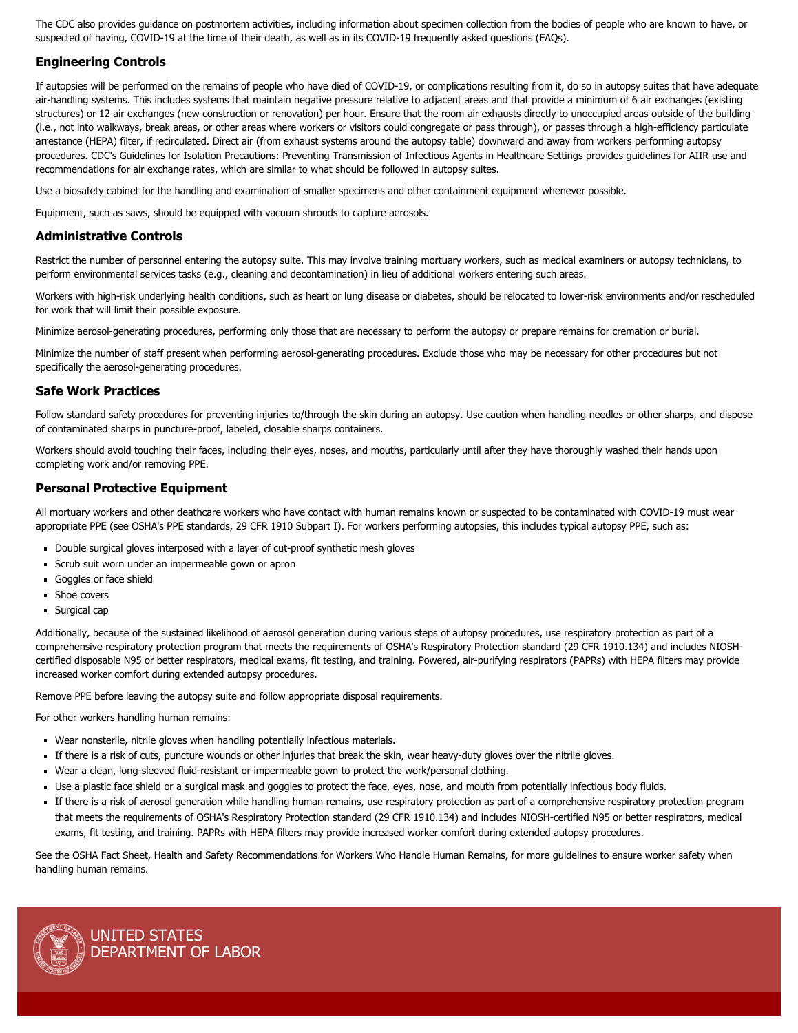The CDC also provides guidance on postmortem activities, including information about specimen collection from the bodies of people who are known to have, or suspected of having, COVID-19 at the time of their death, as well as in its COVID-19 frequently asked questions (FAQs).

## Engineering Controls

If autopsies will be performed on the remains of people who have died of COVID-19, or complications resulting from it, do so in autopsy suites that have adequate air-handling systems. This includes systems that maintain negative pressure relative to adjacent areas and that provide a minimum of 6 air exchanges (existing structures) or 12 air exchanges (new construction or renovation) per hour. Ensure that the room air exhausts directly to unoccupied areas outside of the building (i.e., not into walkways, break areas, or other areas where workers or visitors could congregate or pass through), or passes through a high-efficiency particulate arrestance (HEPA) filter, if recirculated. Direct air (from exhaust systems around the autopsy table) downward and away from workers performing autopsy procedures. CDC's Guidelines for Isolation Precautions: Preventing Transmission of Infectious Agents in Healthcare Settings provides guidelines for AIIR use and recommendations for air exchange rates, which are similar to what should be followed in autopsy suites.

Use a biosafety cabinet for the handling and examination of smaller specimens and other containment equipment whenever possible.

Equipment, such as saws, should be equipped with vacuum shrouds to capture aerosols.

## Administrative Controls

Restrict the number of personnel entering the autopsy suite. This may involve training mortuary workers, such as medical examiners or autopsy technicians, to perform environmental services tasks (e.g., cleaning and decontamination) in lieu of additional workers entering such areas.

Workers with high-risk underlying health conditions, such as heart or lung disease or diabetes, should be relocated to lower-risk environments and/or rescheduled for work that will limit their possible exposure.

Minimize aerosol-generating procedures, performing only those that are necessary to perform the autopsy or prepare remains for cremation or burial.

Minimize the number of staff present when performing aerosol-generating procedures. Exclude those who may be necessary for other procedures but not specifically the aerosol-generating procedures.

## Safe Work Practices

Follow standard safety procedures for preventing injuries to/through the skin during an autopsy. Use caution when handling needles or other sharps, and dispose of contaminated sharps in puncture-proof, labeled, closable sharps containers.

Workers should avoid touching their faces, including their eyes, noses, and mouths, particularly until after they have thoroughly washed their hands upon completing work and/or removing PPE.

## Personal Protective Equipment

All mortuary workers and other deathcare workers who have contact with human remains known or suspected to be contaminated with COVID-19 must wear appropriate PPE (see OSHA's PPE standards, 29 CFR 1910 Subpart I). For workers performing autopsies, this includes typical autopsy PPE, such as:

- Double surgical gloves interposed with a layer of cut-proof synthetic mesh gloves
- Scrub suit worn under an impermeable gown or apron
- Goggles or face shield
- Shoe covers
- Surgical cap

Additionally, because of the sustained likelihood of aerosol generation during various steps of autopsy procedures, use respiratory protection as part of a comprehensive respiratory protection program that meets the requirements of OSHA's Respiratory Protection standard (29 CFR 1910.134) and includes NIOSH-certified disposable N95 or better respirators, medical exams, fit testing, and training. Powered, air-purifying respirators (PAPRs) with HEPA filters may provide increased worker comfort during extended autopsy procedures.

Remove PPE before leaving the autopsy suite and follow appropriate disposal requirements.

For other workers handling human remains:

- Wear nonsterile, nitrile gloves when handling potentially infectious materials.
- If there is a risk of cuts, puncture wounds or other injuries that break the skin, wear heavy-duty gloves over the nitrile gloves.
- Wear a clean, long-sleeved fluid-resistant or impermeable gown to protect the work/personal clothing.
- Use a plastic face shield or a surgical mask and goggles to protect the face, eyes, nose, and mouth from potentially infectious body fluids.
- If there is a risk of aerosol generation while handling human remains, use respiratory protection as part of a comprehensive respiratory protection program that meets the requirements of OSHA's Respiratory Protection standard (29 CFR 1910.134) and includes NIOSH-certified N95 or better respirators, medical exams, fit testing, and training. PAPRs with HEPA filters may provide increased worker comfort during extended autopsy procedures.

See the OSHA Fact Sheet, Health and Safety Recommendations for Workers Who Handle Human Remains, for more guidelines to ensure worker safety when handling human remains.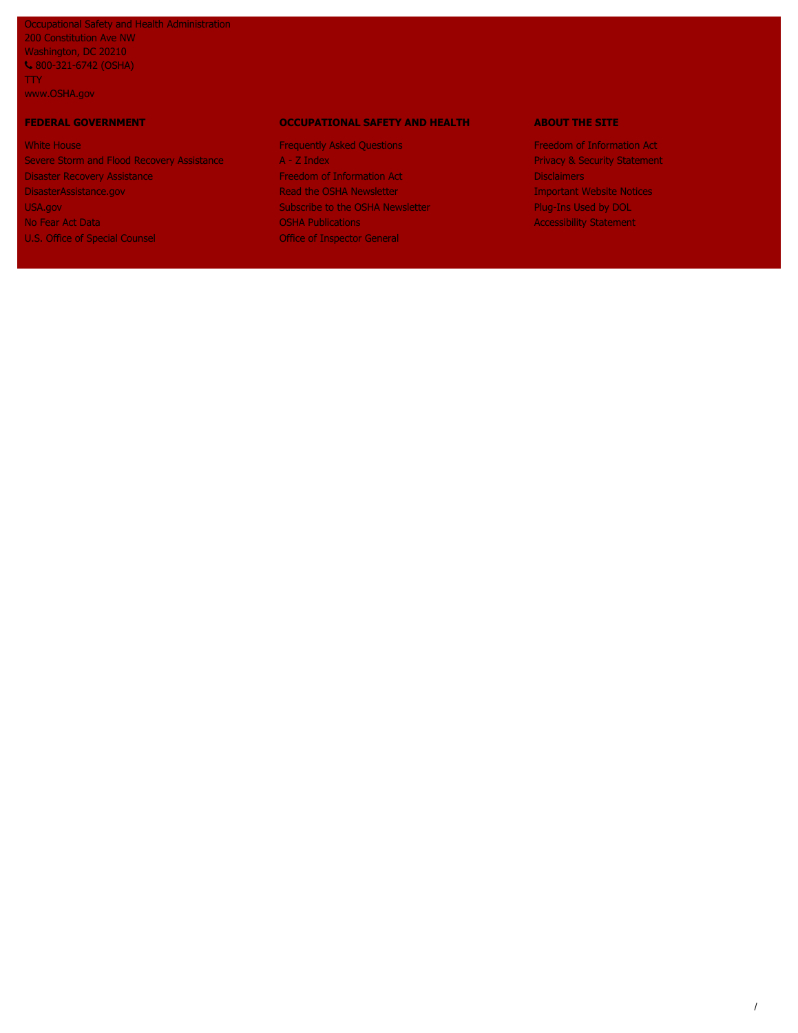Occupational Safety and Health Administration
200 Constitution Ave NW
Washington, DC 20210
800-321-6742 (OSHA)
TTY
www.OSHA.gov

**FEDERAL GOVERNMENT**

- White House
- Severe Storm and Flood Recovery Assistance
- Disaster Recovery Assistance
- DisasterAssistance.gov
- USA.gov
- No Fear Act Data
- U.S. Office of Special Counsel

**OCCUPATIONAL SAFETY AND HEALTH**

- Frequently Asked Questions
- A - Z Index
- Freedom of Information Act
- Read the OSHA Newsletter
- Subscribe to the OSHA Newsletter
- OSHA Publications
- Office of Inspector General

**ABOUT THE SITE**

- Freedom of Information Act
- Privacy & Security Statement
- Disclaimers
- Important Website Notices
- Plug-Ins Used by DOL
- Accessibility Statement